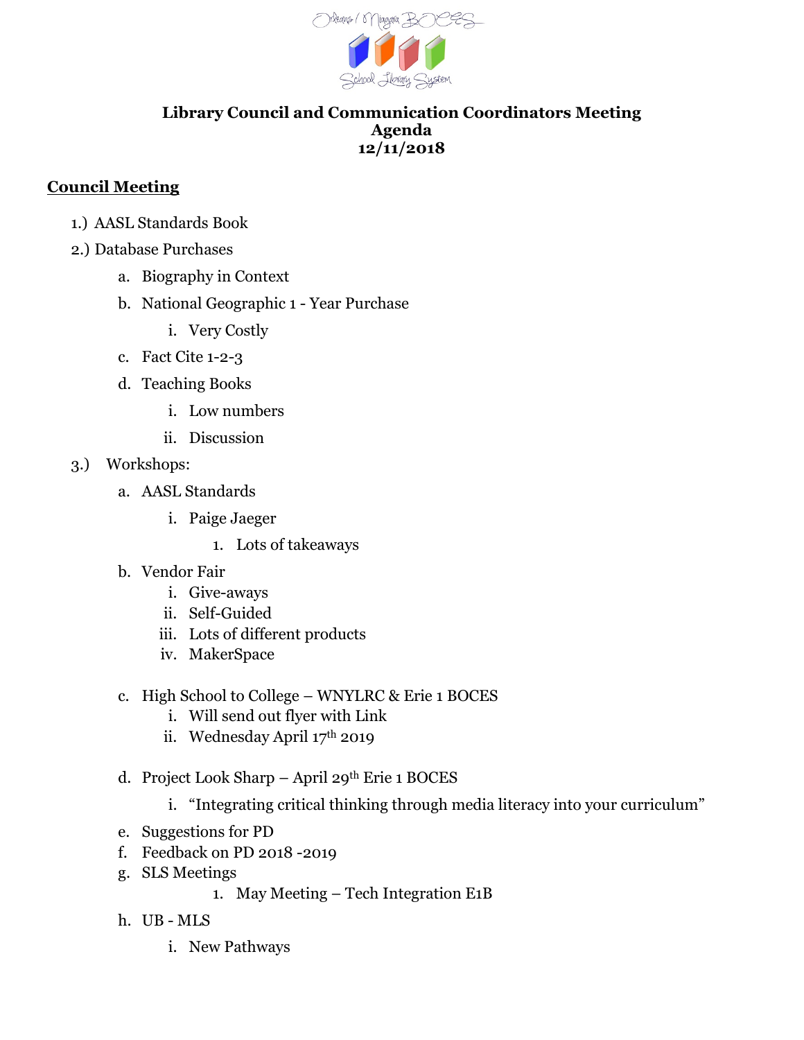Orleans / Niagara BOCES School Library System

**Library Council and Communication Coordinators Meeting**
**Agenda**
**12/11/2018**

## Council Meeting

1.) AASL Standards Book
2.) Database Purchases
   a. Biography in Context
   b. National Geographic 1 - Year Purchase
      i. Very Costly
   c. Fact Cite 1-2-3
   d. Teaching Books
      i. Low numbers
      ii. Discussion
3.) Workshops:
   a. AASL Standards
      i. Paige Jaeger
         1. Lots of takeaways
   b. Vendor Fair
      i. Give-aways
      ii. Self-Guided
      iii. Lots of different products
      iv. MakerSpace
   c. High School to College – WNYLRC & Erie 1 BOCES
      i. Will send out flyer with Link
      ii. Wednesday April 17th 2019
   d. Project Look Sharp – April 29th Erie 1 BOCES
      i. "Integrating critical thinking through media literacy into your curriculum"
   e. Suggestions for PD
   f. Feedback on PD 2018 -2019
   g. SLS Meetings
         1. May Meeting – Tech Integration E1B
   h. UB - MLS
      i. New Pathways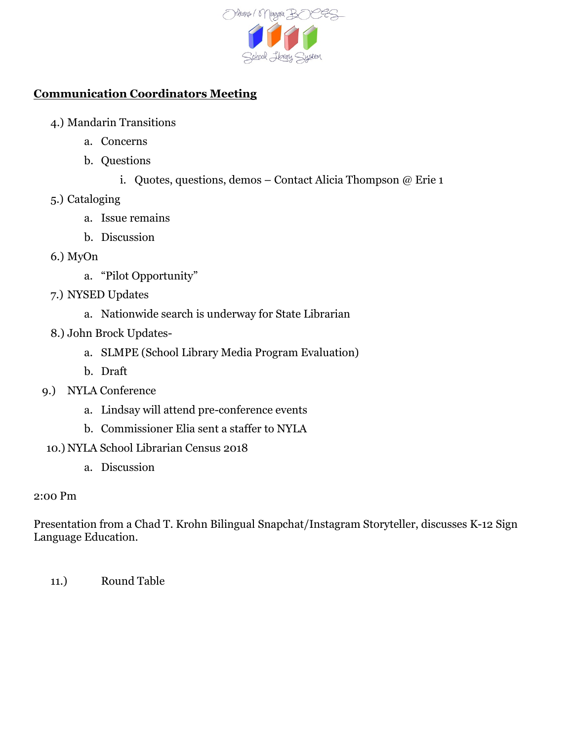## Communication Coordinators Meeting

4.) Mandarin Transitions

   a. Concerns
   b. Questions
      i. Quotes, questions, demos – Contact Alicia Thompson @ Erie 1

5.) Cataloging

   a. Issue remains
   b. Discussion

6.) MyOn

   a. "Pilot Opportunity"

7.) NYSED Updates

   a. Nationwide search is underway for State Librarian

8.) John Brock Updates-

   a. SLMPE (School Library Media Program Evaluation)
   b. Draft

9.) NYLA Conference

   a. Lindsay will attend pre-conference events
   b. Commissioner Elia sent a staffer to NYLA

10.) NYLA School Librarian Census 2018

   a. Discussion

2:00 Pm

Presentation from a Chad T. Krohn Bilingual Snapchat/Instagram Storyteller, discusses K-12 Sign Language Education.

11.) Round Table